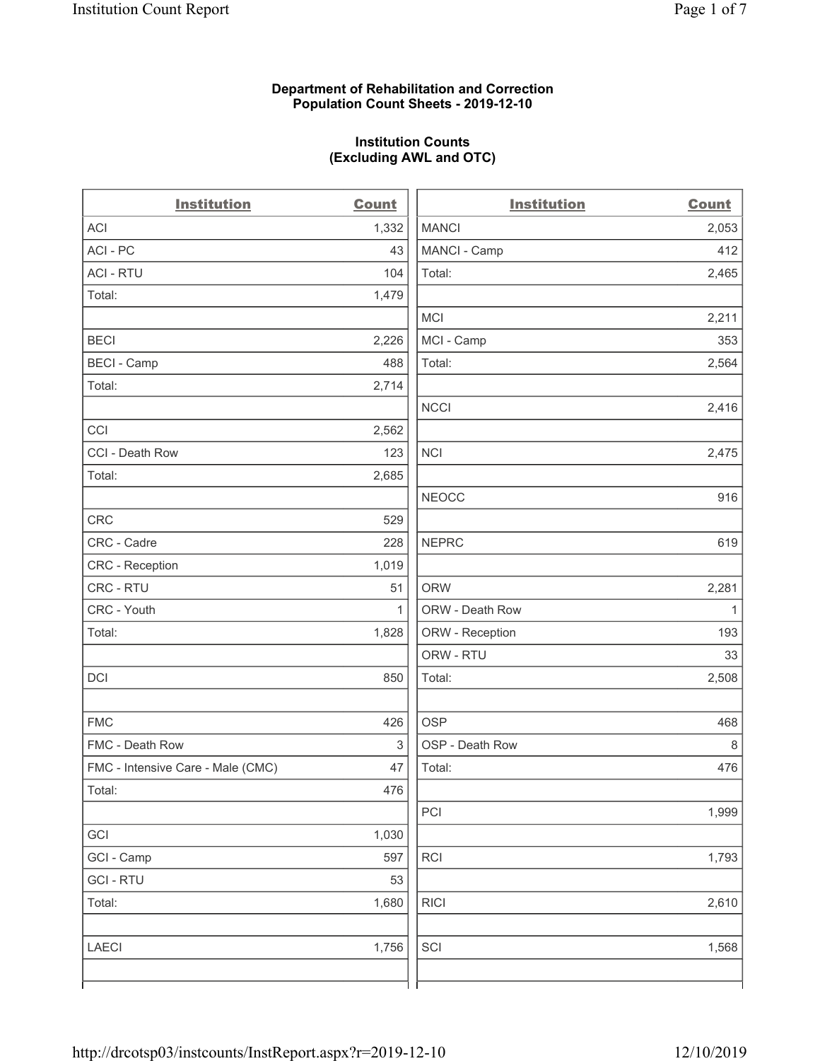**Department of Rehabilitation and Correction**
**Population Count Sheets - 2019-12-10**

**Institution Counts**
**(Excluding AWL and OTC)**

| Institution | Count |
|---|---|
| ACI | 1,332 |
| ACI - PC | 43 |
| ACI - RTU | 104 |
| Total: | 1,479 |
| | |
| BECI | 2,226 |
| BECI - Camp | 488 |
| Total: | 2,714 |
| | |
| CCI | 2,562 |
| CCI - Death Row | 123 |
| Total: | 2,685 |
| | |
| CRC | 529 |
| CRC - Cadre | 228 |
| CRC - Reception | 1,019 |
| CRC - RTU | 51 |
| CRC - Youth | 1 |
| Total: | 1,828 |
| | |
| DCI | 850 |
| | |
| FMC | 426 |
| FMC - Death Row | 3 |
| FMC - Intensive Care - Male (CMC) | 47 |
| Total: | 476 |
| | |
| GCI | 1,030 |
| GCI - Camp | 597 |
| GCI - RTU | 53 |
| Total: | 1,680 |
| | |
| LAECI | 1,756 |
| | |
| MANCI | 2,053 |
| MANCI - Camp | 412 |
| Total: | 2,465 |
| | |
| MCI | 2,211 |
| MCI - Camp | 353 |
| Total: | 2,564 |
| | |
| NCCI | 2,416 |
| | |
| NCI | 2,475 |
| | |
| NEOCC | 916 |
| | |
| NEPRC | 619 |
| | |
| ORW | 2,281 |
| ORW - Death Row | 1 |
| ORW - Reception | 193 |
| ORW - RTU | 33 |
| Total: | 2,508 |
| | |
| OSP | 468 |
| OSP - Death Row | 8 |
| Total: | 476 |
| | |
| PCI | 1,999 |
| | |
| RCI | 1,793 |
| | |
| RICI | 2,610 |
| | |
| SCI | 1,568 |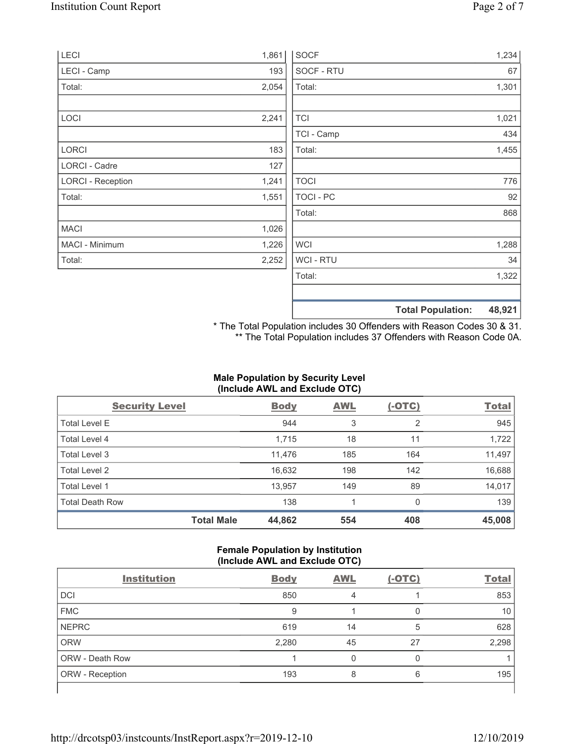| | |
|---|---|
| LECI | 1,861 |
| LECI - Camp | 193 |
| Total: | 2,054 |
| | |
| LOCI | 2,241 |
| | |
| LORCI | 183 |
| LORCI - Cadre | 127 |
| LORCI - Reception | 1,241 |
| Total: | 1,551 |
| | |
| MACI | 1,026 |
| MACI - Minimum | 1,226 |
| Total: | 2,252 |

| | |
|---|---|
| SOCF | 1,234 |
| SOCF - RTU | 67 |
| Total: | 1,301 |
| | |
| TCI | 1,021 |
| TCI - Camp | 434 |
| Total: | 1,455 |
| | |
| TOCI | 776 |
| TOCI - PC | 92 |
| Total: | 868 |
| | |
| WCI | 1,288 |
| WCI - RTU | 34 |
| Total: | 1,322 |
| | |
| **Total Population:** | **48,921** |

\* The Total Population includes 30 Offenders with Reason Codes 30 & 31.
\*\* The Total Population includes 37 Offenders with Reason Code 0A.

**Male Population by Security Level (Include AWL and Exclude OTC)**

| Security Level | Body | AWL | (-OTC) | Total |
|---|---|---|---|---|
| Total Level E | 944 | 3 | 2 | 945 |
| Total Level 4 | 1,715 | 18 | 11 | 1,722 |
| Total Level 3 | 11,476 | 185 | 164 | 11,497 |
| Total Level 2 | 16,632 | 198 | 142 | 16,688 |
| Total Level 1 | 13,957 | 149 | 89 | 14,017 |
| Total Death Row | 138 | 1 | 0 | 139 |
| **Total Male** | **44,862** | **554** | **408** | **45,008** |

**Female Population by Institution (Include AWL and Exclude OTC)**

| Institution | Body | AWL | (-OTC) | Total |
|---|---|---|---|---|
| DCI | 850 | 4 | 1 | 853 |
| FMC | 9 | 1 | 0 | 10 |
| NEPRC | 619 | 14 | 5 | 628 |
| ORW | 2,280 | 45 | 27 | 2,298 |
| ORW - Death Row | 1 | 0 | 0 | 1 |
| ORW - Reception | 193 | 8 | 6 | 195 |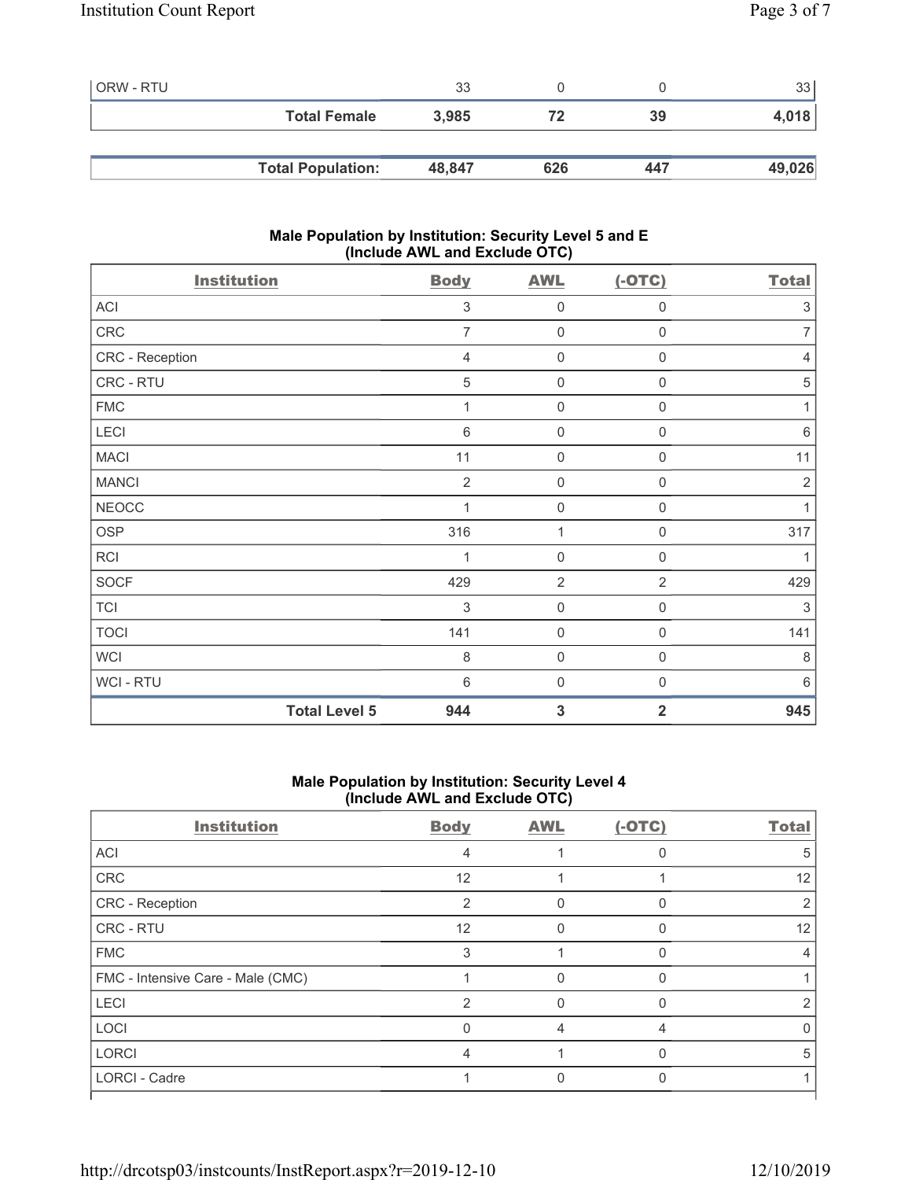| ORW - RTU | 33 | 0 | 0 | 33 |
|---|---|---|---|---|
| **Total Female** | **3,985** | **72** | **39** | **4,018** |
| | | | | |
| **Total Population:** | **48,847** | **626** | **447** | **49,026** |

## Male Population by Institution: Security Level 5 and E (Include AWL and Exclude OTC)

| Institution | Body | AWL | (-OTC) | Total |
|---|---|---|---|---|
| ACI | 3 | 0 | 0 | 3 |
| CRC | 7 | 0 | 0 | 7 |
| CRC - Reception | 4 | 0 | 0 | 4 |
| CRC - RTU | 5 | 0 | 0 | 5 |
| FMC | 1 | 0 | 0 | 1 |
| LECI | 6 | 0 | 0 | 6 |
| MACI | 11 | 0 | 0 | 11 |
| MANCI | 2 | 0 | 0 | 2 |
| NEOCC | 1 | 0 | 0 | 1 |
| OSP | 316 | 1 | 0 | 317 |
| RCI | 1 | 0 | 0 | 1 |
| SOCF | 429 | 2 | 2 | 429 |
| TCI | 3 | 0 | 0 | 3 |
| TOCI | 141 | 0 | 0 | 141 |
| WCI | 8 | 0 | 0 | 8 |
| WCI - RTU | 6 | 0 | 0 | 6 |
| **Total Level 5** | **944** | **3** | **2** | **945** |

## Male Population by Institution: Security Level 4 (Include AWL and Exclude OTC)

| Institution | Body | AWL | (-OTC) | Total |
|---|---|---|---|---|
| ACI | 4 | 1 | 0 | 5 |
| CRC | 12 | 1 | 1 | 12 |
| CRC - Reception | 2 | 0 | 0 | 2 |
| CRC - RTU | 12 | 0 | 0 | 12 |
| FMC | 3 | 1 | 0 | 4 |
| FMC - Intensive Care - Male (CMC) | 1 | 0 | 0 | 1 |
| LECI | 2 | 0 | 0 | 2 |
| LOCI | 0 | 4 | 4 | 0 |
| LORCI | 4 | 1 | 0 | 5 |
| LORCI - Cadre | 1 | 0 | 0 | 1 |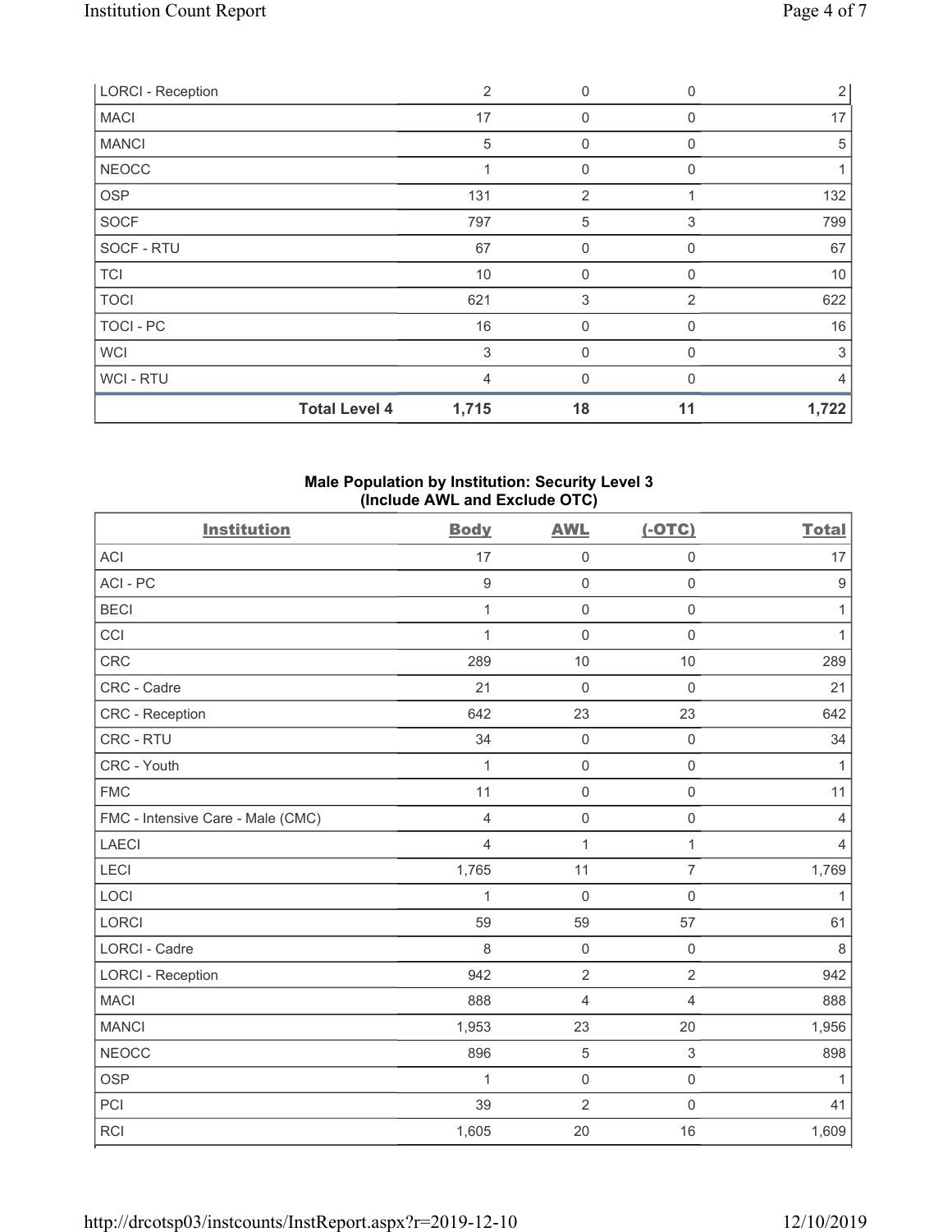| LORCI - Reception | 2 | 0 | 0 | 2 |
|---|---|---|---|---|
| MACI | 17 | 0 | 0 | 17 |
| MANCI | 5 | 0 | 0 | 5 |
| NEOCC | 1 | 0 | 0 | 1 |
| OSP | 131 | 2 | 1 | 132 |
| SOCF | 797 | 5 | 3 | 799 |
| SOCF - RTU | 67 | 0 | 0 | 67 |
| TCI | 10 | 0 | 0 | 10 |
| TOCI | 621 | 3 | 2 | 622 |
| TOCI - PC | 16 | 0 | 0 | 16 |
| WCI | 3 | 0 | 0 | 3 |
| WCI - RTU | 4 | 0 | 0 | 4 |
| **Total Level 4** | **1,715** | **18** | **11** | **1,722** |

## Male Population by Institution: Security Level 3 (Include AWL and Exclude OTC)

| Institution | Body | AWL | (-OTC) | Total |
|---|---|---|---|---|
| ACI | 17 | 0 | 0 | 17 |
| ACI - PC | 9 | 0 | 0 | 9 |
| BECI | 1 | 0 | 0 | 1 |
| CCI | 1 | 0 | 0 | 1 |
| CRC | 289 | 10 | 10 | 289 |
| CRC - Cadre | 21 | 0 | 0 | 21 |
| CRC - Reception | 642 | 23 | 23 | 642 |
| CRC - RTU | 34 | 0 | 0 | 34 |
| CRC - Youth | 1 | 0 | 0 | 1 |
| FMC | 11 | 0 | 0 | 11 |
| FMC - Intensive Care - Male (CMC) | 4 | 0 | 0 | 4 |
| LAECI | 4 | 1 | 1 | 4 |
| LECI | 1,765 | 11 | 7 | 1,769 |
| LOCI | 1 | 0 | 0 | 1 |
| LORCI | 59 | 59 | 57 | 61 |
| LORCI - Cadre | 8 | 0 | 0 | 8 |
| LORCI - Reception | 942 | 2 | 2 | 942 |
| MACI | 888 | 4 | 4 | 888 |
| MANCI | 1,953 | 23 | 20 | 1,956 |
| NEOCC | 896 | 5 | 3 | 898 |
| OSP | 1 | 0 | 0 | 1 |
| PCI | 39 | 2 | 0 | 41 |
| RCI | 1,605 | 20 | 16 | 1,609 |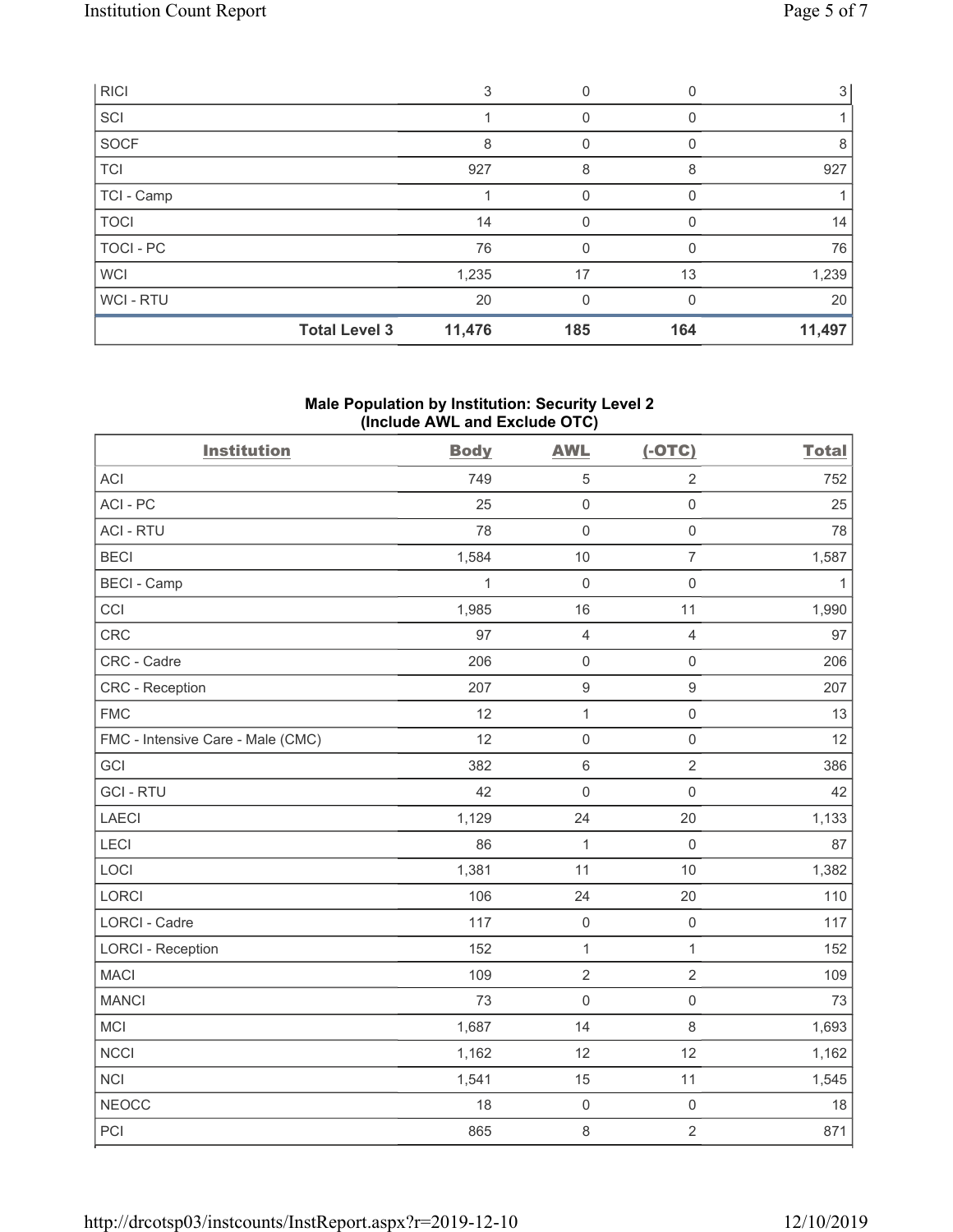| RICI | | 3 | 0 | 0 | 3 |
|---|---|---|---|---|---|
| SCI | | 1 | 0 | 0 | 1 |
| SOCF | | 8 | 0 | 0 | 8 |
| TCI | | 927 | 8 | 8 | 927 |
| TCI - Camp | | 1 | 0 | 0 | 1 |
| TOCI | | 14 | 0 | 0 | 14 |
| TOCI - PC | | 76 | 0 | 0 | 76 |
| WCI | | 1,235 | 17 | 13 | 1,239 |
| WCI - RTU | | 20 | 0 | 0 | 20 |
| | **Total Level 3** | **11,476** | **185** | **164** | **11,497** |

### Male Population by Institution: Security Level 2 (Include AWL and Exclude OTC)

| Institution | Body | AWL | (-OTC) | Total |
|---|---|---|---|---|
| ACI | 749 | 5 | 2 | 752 |
| ACI - PC | 25 | 0 | 0 | 25 |
| ACI - RTU | 78 | 0 | 0 | 78 |
| BECI | 1,584 | 10 | 7 | 1,587 |
| BECI - Camp | 1 | 0 | 0 | 1 |
| CCI | 1,985 | 16 | 11 | 1,990 |
| CRC | 97 | 4 | 4 | 97 |
| CRC - Cadre | 206 | 0 | 0 | 206 |
| CRC - Reception | 207 | 9 | 9 | 207 |
| FMC | 12 | 1 | 0 | 13 |
| FMC - Intensive Care - Male (CMC) | 12 | 0 | 0 | 12 |
| GCI | 382 | 6 | 2 | 386 |
| GCI - RTU | 42 | 0 | 0 | 42 |
| LAECI | 1,129 | 24 | 20 | 1,133 |
| LECI | 86 | 1 | 0 | 87 |
| LOCI | 1,381 | 11 | 10 | 1,382 |
| LORCI | 106 | 24 | 20 | 110 |
| LORCI - Cadre | 117 | 0 | 0 | 117 |
| LORCI - Reception | 152 | 1 | 1 | 152 |
| MACI | 109 | 2 | 2 | 109 |
| MANCI | 73 | 0 | 0 | 73 |
| MCI | 1,687 | 14 | 8 | 1,693 |
| NCCI | 1,162 | 12 | 12 | 1,162 |
| NCI | 1,541 | 15 | 11 | 1,545 |
| NEOCC | 18 | 0 | 0 | 18 |
| PCI | 865 | 8 | 2 | 871 |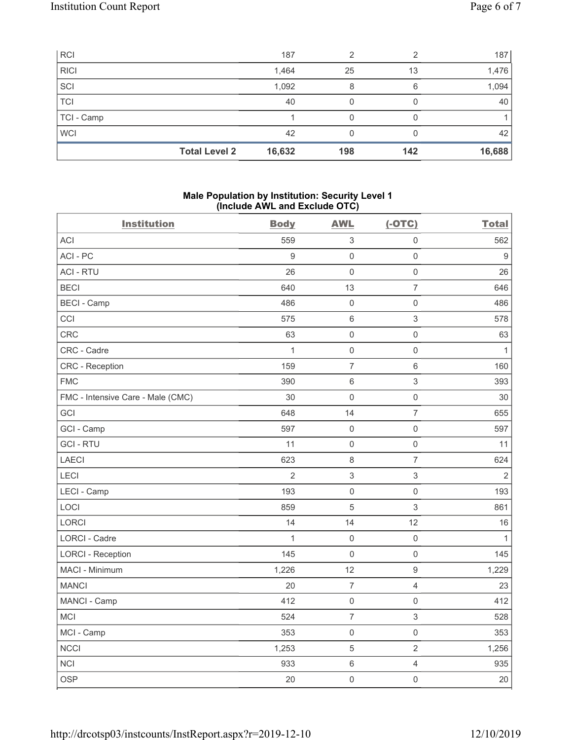| | Body | AWL | (-OTC) | Total |
|---|---|---|---|---|
| RCI | 187 | 2 | 2 | 187 |
| RICI | 1,464 | 25 | 13 | 1,476 |
| SCI | 1,092 | 8 | 6 | 1,094 |
| TCI | 40 | 0 | 0 | 40 |
| TCI - Camp | 1 | 0 | 0 | 1 |
| WCI | 42 | 0 | 0 | 42 |
| **Total Level 2** | **16,632** | **198** | **142** | **16,688** |

### Male Population by Institution: Security Level 1 (Include AWL and Exclude OTC)

| Institution | Body | AWL | (-OTC) | Total |
|---|---|---|---|---|
| ACI | 559 | 3 | 0 | 562 |
| ACI - PC | 9 | 0 | 0 | 9 |
| ACI - RTU | 26 | 0 | 0 | 26 |
| BECI | 640 | 13 | 7 | 646 |
| BECI - Camp | 486 | 0 | 0 | 486 |
| CCI | 575 | 6 | 3 | 578 |
| CRC | 63 | 0 | 0 | 63 |
| CRC - Cadre | 1 | 0 | 0 | 1 |
| CRC - Reception | 159 | 7 | 6 | 160 |
| FMC | 390 | 6 | 3 | 393 |
| FMC - Intensive Care - Male (CMC) | 30 | 0 | 0 | 30 |
| GCI | 648 | 14 | 7 | 655 |
| GCI - Camp | 597 | 0 | 0 | 597 |
| GCI - RTU | 11 | 0 | 0 | 11 |
| LAECI | 623 | 8 | 7 | 624 |
| LECI | 2 | 3 | 3 | 2 |
| LECI - Camp | 193 | 0 | 0 | 193 |
| LOCI | 859 | 5 | 3 | 861 |
| LORCI | 14 | 14 | 12 | 16 |
| LORCI - Cadre | 1 | 0 | 0 | 1 |
| LORCI - Reception | 145 | 0 | 0 | 145 |
| MACI - Minimum | 1,226 | 12 | 9 | 1,229 |
| MANCI | 20 | 7 | 4 | 23 |
| MANCI - Camp | 412 | 0 | 0 | 412 |
| MCI | 524 | 7 | 3 | 528 |
| MCI - Camp | 353 | 0 | 0 | 353 |
| NCCI | 1,253 | 5 | 2 | 1,256 |
| NCI | 933 | 6 | 4 | 935 |
| OSP | 20 | 0 | 0 | 20 |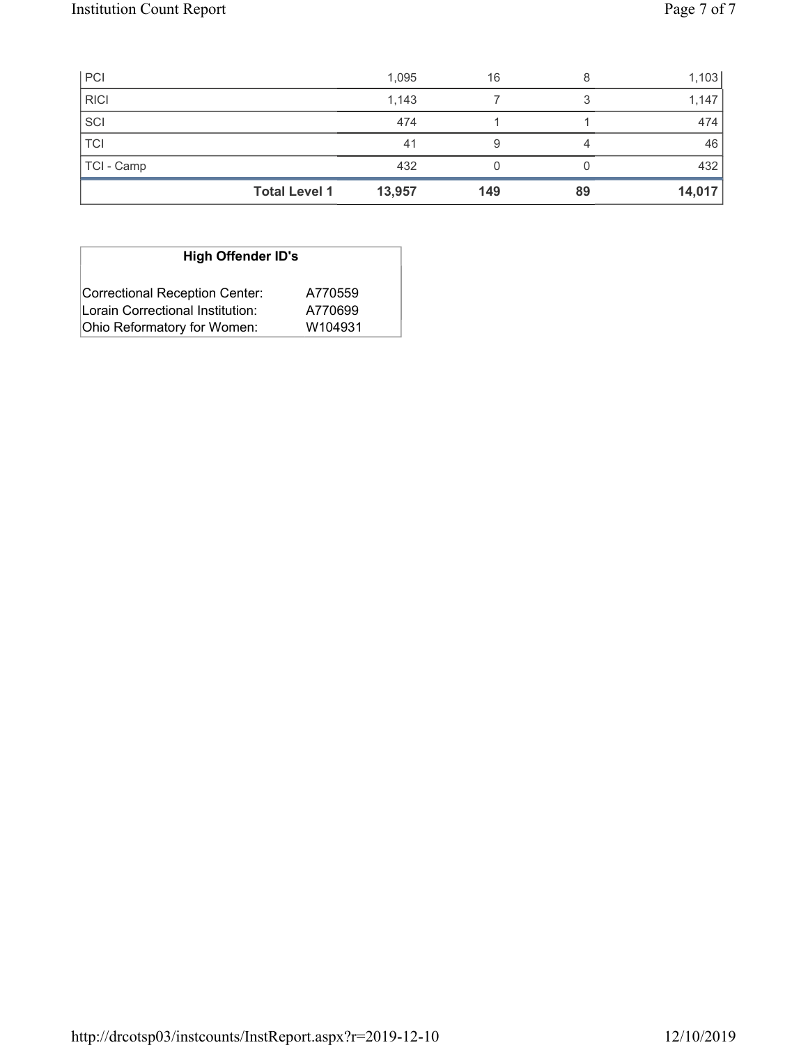| | | | | |
|---|---|---|---|---|
| PCI | 1,095 | 16 | 8 | 1,103 |
| RICI | 1,143 | 7 | 3 | 1,147 |
| SCI | 474 | 1 | 1 | 474 |
| TCI | 41 | 9 | 4 | 46 |
| TCI - Camp | 432 | 0 | 0 | 432 |
| **Total Level 1** | **13,957** | **149** | **89** | **14,017** |

| High Offender ID's | |
|---|---|
| Correctional Reception Center: | A770559 |
| Lorain Correctional Institution: | A770699 |
| Ohio Reformatory for Women: | W104931 |